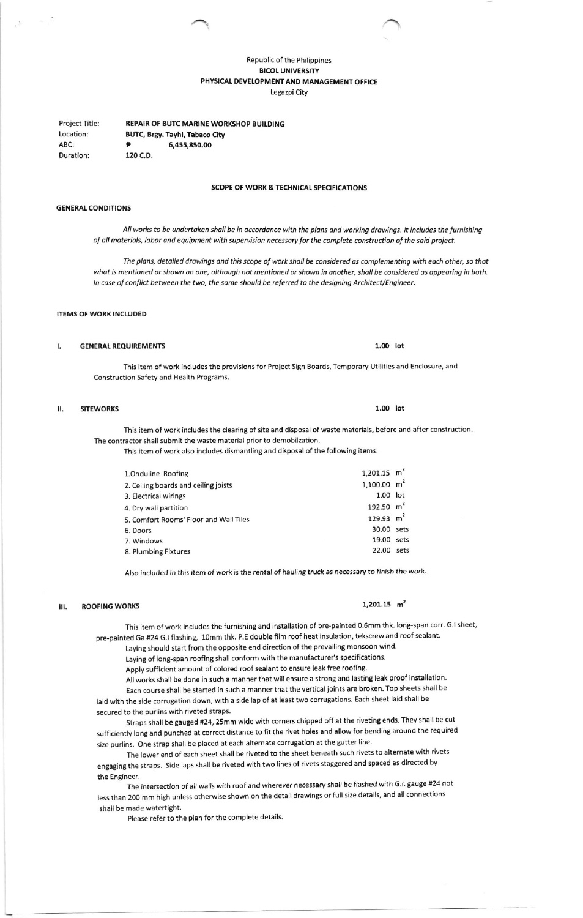Republic of the Philippines
**BICOL UNIVERSITY**
**PHYSICAL DEVELOPMENT AND MANAGEMENT OFFICE**
Legazpi City

| | |
|---|---|
| Project Title: | **REPAIR OF BUTC MARINE WORKSHOP BUILDING** |
| Location: | **BUTC, Brgy. Tayhi, Tabaco City** |
| ABC: | **₱ 6,455,850.00** |
| Duration: | **120 C.D.** |

## SCOPE OF WORK & TECHNICAL SPECIFICATIONS

### GENERAL CONDITIONS

*All works to be undertaken shall be in accordance with the plans and working drawings. It includes the furnishing of all materials, labor and equipment with supervision necessary for the complete construction of the said project.*

*The plans, detailed drawings and this scope of work shall be considered as complementing with each other, so that what is mentioned or shown on one, although not mentioned or shown in another, shall be considered as appearing in both. In case of conflict between the two, the same should be referred to the designing Architect/Engineer.*

### ITEMS OF WORK INCLUDED

**I. GENERAL REQUIREMENTS** **1.00 lot**

This item of work includes the provisions for Project Sign Boards, Temporary Utilities and Enclosure, and Construction Safety and Health Programs.

**II. SITEWORKS** **1.00 lot**

This item of work includes the clearing of site and disposal of waste materials, before and after construction. The contractor shall submit the waste material prior to demobilzation.

This item of work also includes dismantling and disposal of the following items:

| Item | Quantity | Unit |
|---|---|---|
| 1.Onduline Roofing | 1,201.15 | $m^2$ |
| 2. Ceiling boards and ceiling joists | 1,100.00 | $m^2$ |
| 3. Electrical wirings | 1.00 | lot |
| 4. Dry wall partition | 192.50 | $m^2$ |
| 5. Comfort Rooms' Floor and Wall Tiles | 129.93 | $m^2$ |
| 6. Doors | 30.00 | sets |
| 7. Windows | 19.00 | sets |
| 8. Plumbing Fixtures | 22.00 | sets |

*Also included in this item of work is the rental of hauling truck as necessary to finish the work.*

**III. ROOFING WORKS** **1,201.15 $m^2$**

This item of work includes the furnishing and installation of pre-painted 0.6mm thk. long-span corr. G.I sheet, pre-painted Ga #24 G.I flashing, 10mm thk. P.E double film roof heat insulation, tekscrew and roof sealant.

Laying should start from the opposite end direction of the prevailing monsoon wind.

Laying of long-span roofing shall conform with the manufacturer's specifications.

Apply sufficient amount of colored roof sealant to ensure leak free roofing.

All works shall be done in such a manner that will ensure a strong and lasting leak proof installation.

Each course shall be started in such a manner that the vertical joints are broken. Top sheets shall be laid with the side corrugation down, with a side lap of at least two corrugations. Each sheet laid shall be secured to the purlins with riveted straps.

Straps shall be gauged #24, 25mm wide with corners chipped off at the riveting ends. They shall be cut sufficiently long and punched at correct distance to fit the rivet holes and allow for bending around the required size purlins. One strap shall be placed at each alternate corrugation at the gutter line.

The lower end of each sheet shall be riveted to the sheet beneath such rivets to alternate with rivets engaging the straps. Side laps shall be riveted with two lines of rivets staggered and spaced as directed by the Engineer.

The intersection of all walls with roof and wherever necessary shall be flashed with G.I. gauge #24 not less than 200 mm high unless otherwise shown on the detail drawings or full size details, and all connections shall be made watertight.

Please refer to the plan for the complete details.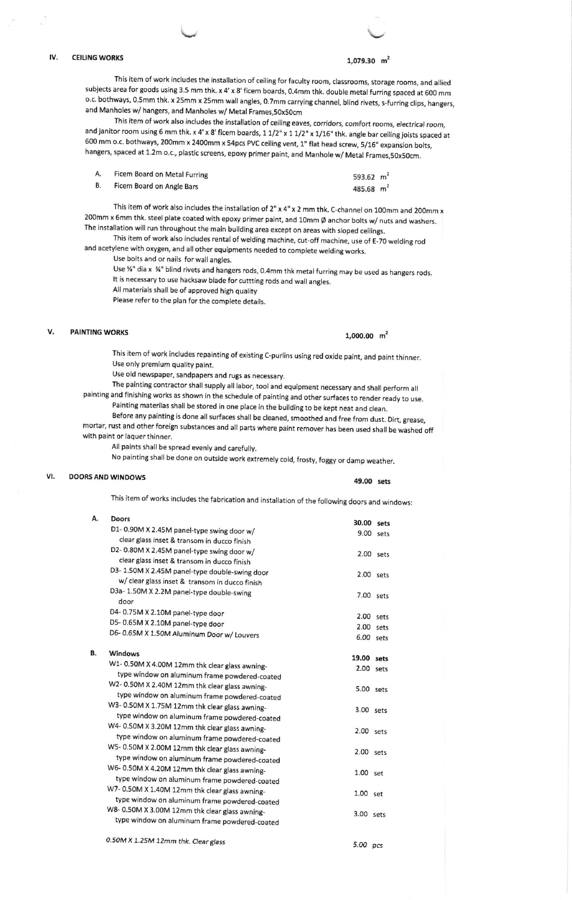## IV. CEILING WORKS — 1,079.30 m²

This item of work includes the installation of ceiling for faculty room, classrooms, storage rooms, and allied subjects area for goods using 3.5 mm thk. x 4' x 8' ficem boards, 0.4mm thk. double metal furring spaced at 600 mm o.c. bothways, 0.5mm thk. x 25mm x 25mm wall angles, 0.7mm carrying channel, blind rivets, s-furring clips, hangers, and Manholes w/ hangers, and Manholes w/ Metal Frames,50x50cm

This item of work also includes the installation of ceiling eaves, corridors, comfort rooms, electrical room, and janitor room using 6 mm thk. x 4' x 8' ficem boards, 1 1/2" x 1 1/2" x 1/16" thk. angle bar ceiling joists spaced at 600 mm o.c. bothways, 200mm x 2400mm x 54pcs PVC ceiling vent, 1" flat head screw, 5/16" expansion bolts, hangers, spaced at 1.2m o.c., plastic screens, epoxy primer paint, and Manhole w/ Metal Frames,50x50cm.

| | | |
|---|---|---|
| A. | Ficem Board on Metal Furring | 593.62 m² |
| B. | Ficem Board on Angle Bars | 485.68 m² |

This item of work also includes the installation of 2" x 4" x 2 mm thk. C-channel on 100mm and 200mm x 200mm x 6mm thk. steel plate coated with epoxy primer paint, and 10mm Ø anchor bolts w/ nuts and washers. The installation will run throughout the main building area except on areas with sloped ceilings.

This item of work also includes rental of welding machine, cut-off machine, use of E-70 welding rod and acetylene with oxygen, and all other equipments needed to complete welding works.

Use bolts and or nails for wall angles.

Use ⅛" dia x ¾" blind rivets and hangers rods, 0.4mm thk metal furring may be used as hangers rods.

It is necessary to use hacksaw blade for cuttting rods and wall angles.

All materials shall be of approved high quality

Please refer to the plan for the complete details.

## V. PAINTING WORKS — 1,000.00 m²

This item of work includes repainting of existing C-purlins using red oxide paint, and paint thinner.

Use only premium quality paint.

Use old newspaper, sandpapers and rugs as necessary.

The painting contractor shall supply all labor, tool and equipment necessary and shall perform all painting and finishing works as shown in the schedule of painting and other surfaces to render ready to use.

Painting materilas shall be stored in one place in the building to be kept neat and clean.

Before any painting is done all surfaces shall be cleaned, smoothed and free from dust. Dirt, grease, mortar, rust and other foreign substances and all parts where paint remover has been used shall be washed off with paint or laquer thinner.

All paints shall be spread evenly and carefully.

No painting shall be done on outside work extremely cold, frosty, foggy or damp weather.

## VI. DOORS AND WINDOWS — 49.00 sets

This item of works includes the fabrication and installation of the following doors and windows:

| | | |
|---|---|---|
| **A.** | **Doors** | **30.00 sets** |
| | D1- 0.90M X 2.45M panel-type swing door w/ clear glass inset & transom in ducco finish | 9.00 sets |
| | D2- 0.80M X 2.45M panel-type swing door w/ clear glass inset & transom in ducco finish | 2.00 sets |
| | D3- 1.50M X 2.45M panel-type double-swing door w/ clear glass inset & transom in ducco finish | 2.00 sets |
| | D3a- 1.50M X 2.2M panel-type double-swing door | 7.00 sets |
| | D4- 0.75M X 2.10M panel-type door | 2.00 sets |
| | D5- 0.65M X 2.10M panel-type door | 2.00 sets |
| | D6- 0.65M X 1.50M Aluminum Door w/ Louvers | 6.00 sets |
| **B.** | **Windows** | **19.00 sets** |
| | W1- 0.50M X 4.00M 12mm thk clear glass awning-type window on aluminum frame powdered-coated | 2.00 sets |
| | W2- 0.50M X 2.40M 12mm thk clear glass awning-type window on aluminum frame powdered-coated | 5.00 sets |
| | W3- 0.50M X 1.75M 12mm thk clear glass awning-type window on aluminum frame powdered-coated | 3.00 sets |
| | W4- 0.50M X 3.20M 12mm thk clear glass awning-type window on aluminum frame powdered-coated | 2.00 sets |
| | W5- 0.50M X 2.00M 12mm thk clear glass awning-type window on aluminum frame powdered-coated | 2.00 sets |
| | W6- 0.50M X 4.20M 12mm thk clear glass awning-type window on aluminum frame powdered-coated | 1.00 set |
| | W7- 0.50M X 1.40M 12mm thk clear glass awning-type window on aluminum frame powdered-coated | 1.00 set |
| | W8- 0.50M X 3.00M 12mm thk clear glass awning-type window on aluminum frame powdered-coated | 3.00 sets |
| | *0.50M X 1.25M 12mm thk. Clear glass* | *5.00 pcs* |